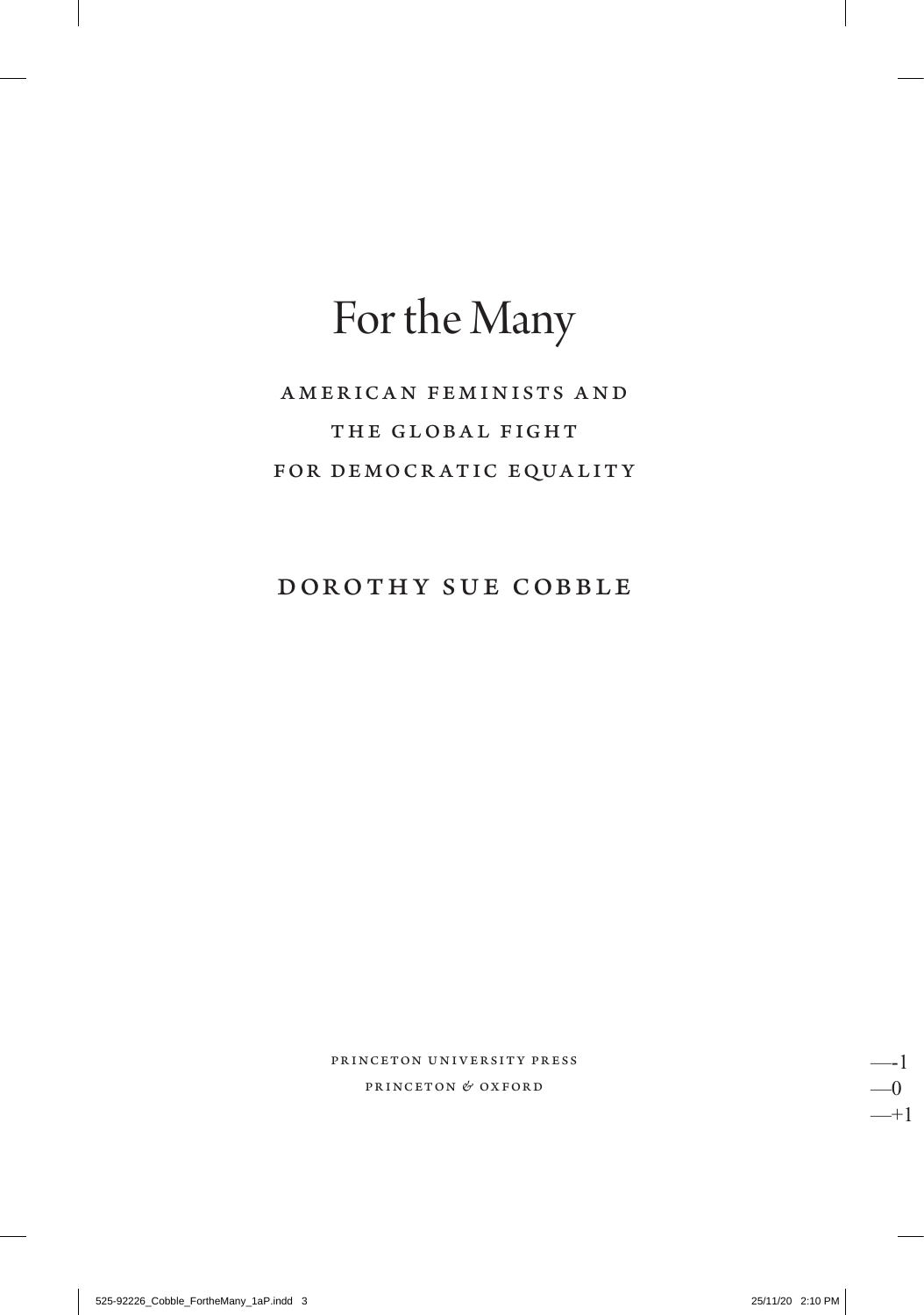# For the Many

## American Feminists and the Global Fight for Democratic Equality

### Dorothy Sue Cobble

Princeton University Press
Princeton & Oxford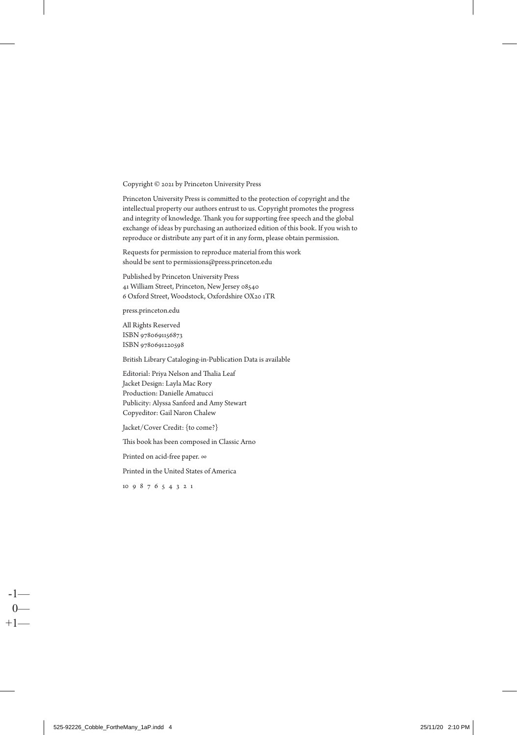Copyright © 2021 by Princeton University Press

Princeton University Press is committed to the protection of copyright and the intellectual property our authors entrust to us. Copyright promotes the progress and integrity of knowledge. Thank you for supporting free speech and the global exchange of ideas by purchasing an authorized edition of this book. If you wish to reproduce or distribute any part of it in any form, please obtain permission.

Requests for permission to reproduce material from this work should be sent to permissions@press.princeton.edu

Published by Princeton University Press
41 William Street, Princeton, New Jersey 08540
6 Oxford Street, Woodstock, Oxfordshire OX20 1TR

press.princeton.edu

All Rights Reserved
ISBN 9780691156873
ISBN 9780691220598

British Library Cataloging-in-Publication Data is available

Editorial: Priya Nelson and Thalia Leaf
Jacket Design: Layla Mac Rory
Production: Danielle Amatucci
Publicity: Alyssa Sanford and Amy Stewart
Copyeditor: Gail Naron Chalew

Jacket/Cover Credit: {to come?}

This book has been composed in Classic Arno

Printed on acid-free paper. ∞

Printed in the United States of America

10 9 8 7 6 5 4 3 2 1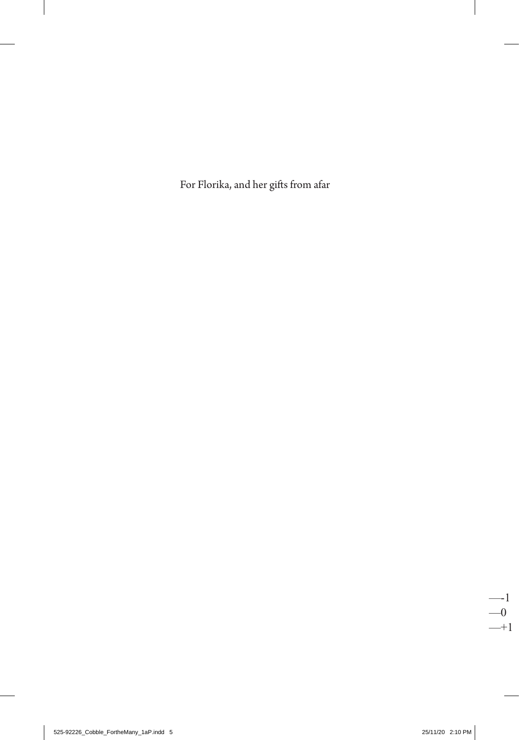For Florika, and her gifts from afar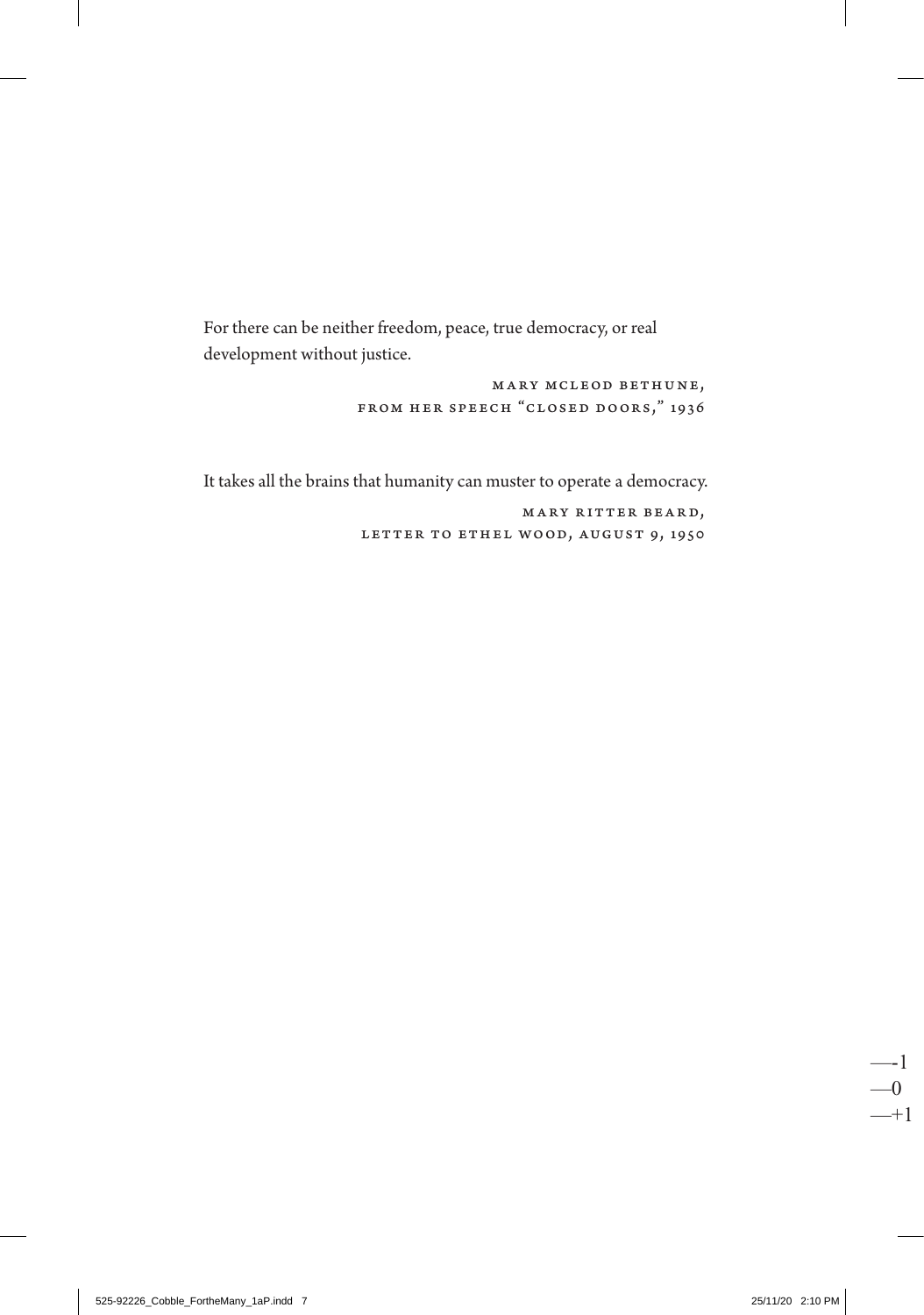For there can be neither freedom, peace, true democracy, or real development without justice.

MARY MCLEOD BETHUNE,
FROM HER SPEECH "CLOSED DOORS," 1936

It takes all the brains that humanity can muster to operate a democracy.

MARY RITTER BEARD,
LETTER TO ETHEL WOOD, AUGUST 9, 1950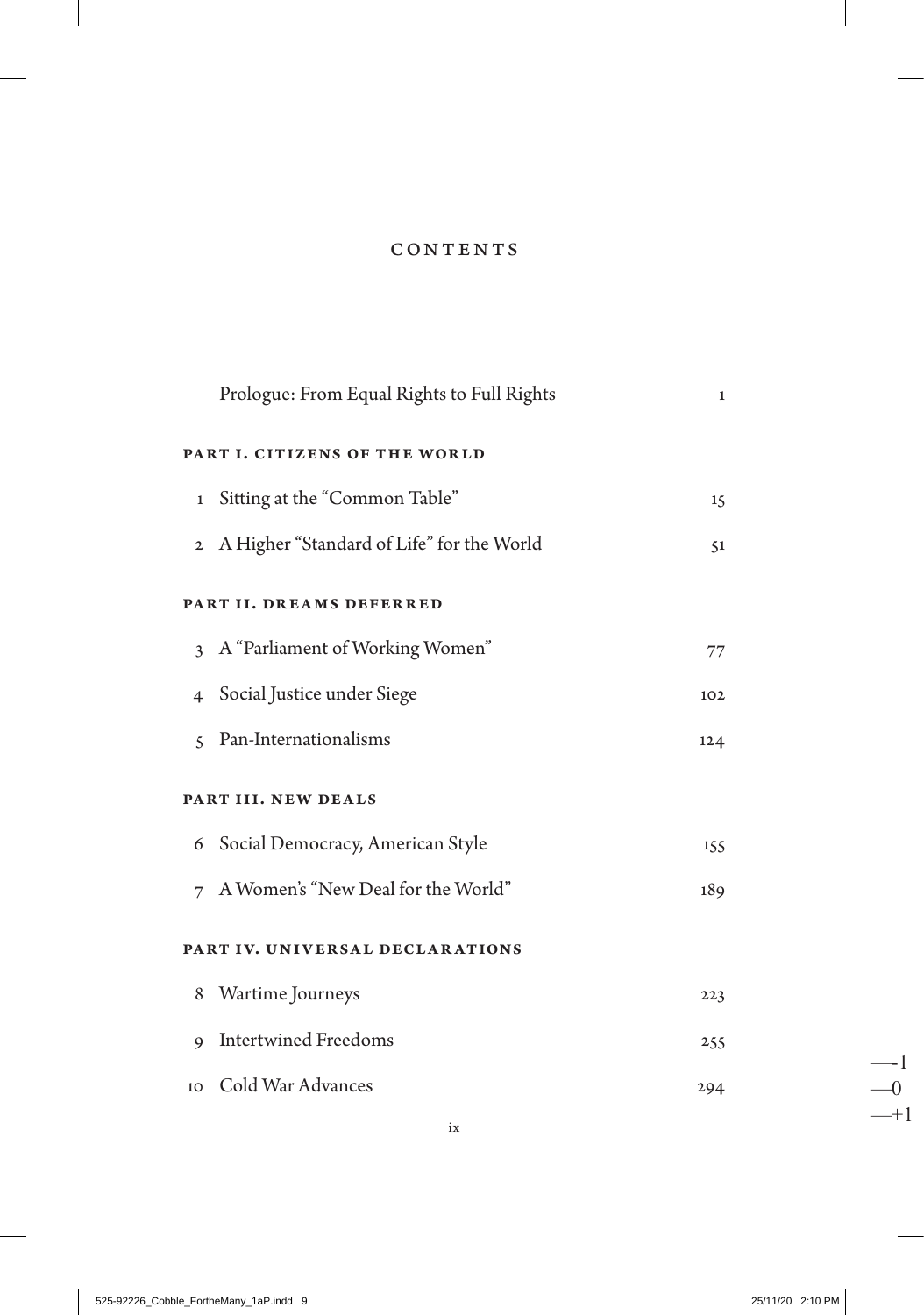# CONTENTS

Prologue: From Equal Rights to Full Rights 1

## PART I. CITIZENS OF THE WORLD

1 Sitting at the "Common Table" 15

2 A Higher "Standard of Life" for the World 51

## PART II. DREAMS DEFERRED

3 A "Parliament of Working Women" 77

4 Social Justice under Siege 102

5 Pan-Internationalisms 124

## PART III. NEW DEALS

6 Social Democracy, American Style 155

7 A Women's "New Deal for the World" 189

## PART IV. UNIVERSAL DECLARATIONS

8 Wartime Journeys 223

9 Intertwined Freedoms 255

10 Cold War Advances 294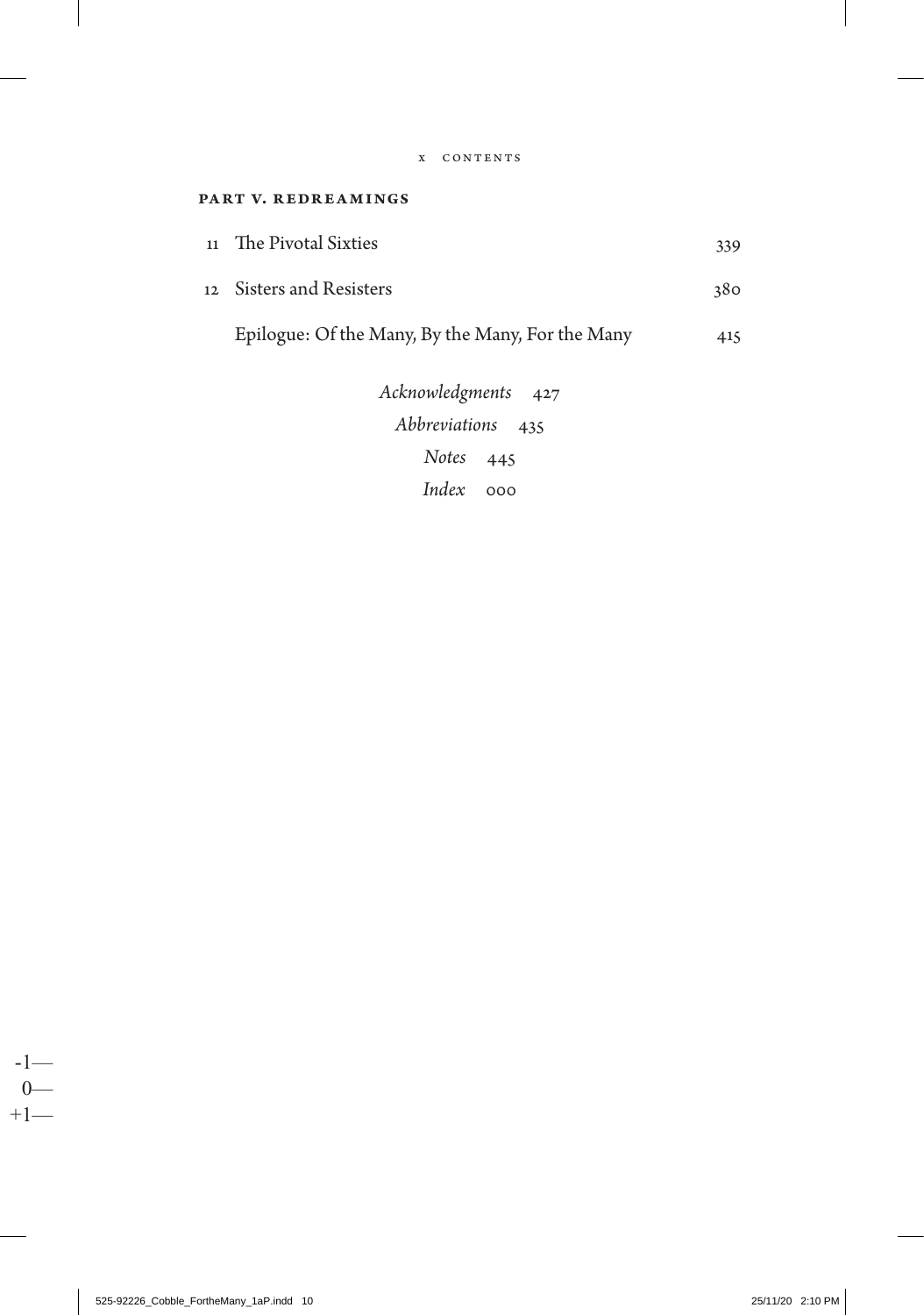## PART V. REDREAMINGS

| | | |
|---|---|---|
| 11 | The Pivotal Sixties | 339 |
| 12 | Sisters and Resisters | 380 |
| | Epilogue: Of the Many, By the Many, For the Many | 415 |

*Acknowledgments* 427

*Abbreviations* 435

*Notes* 445

*Index* 000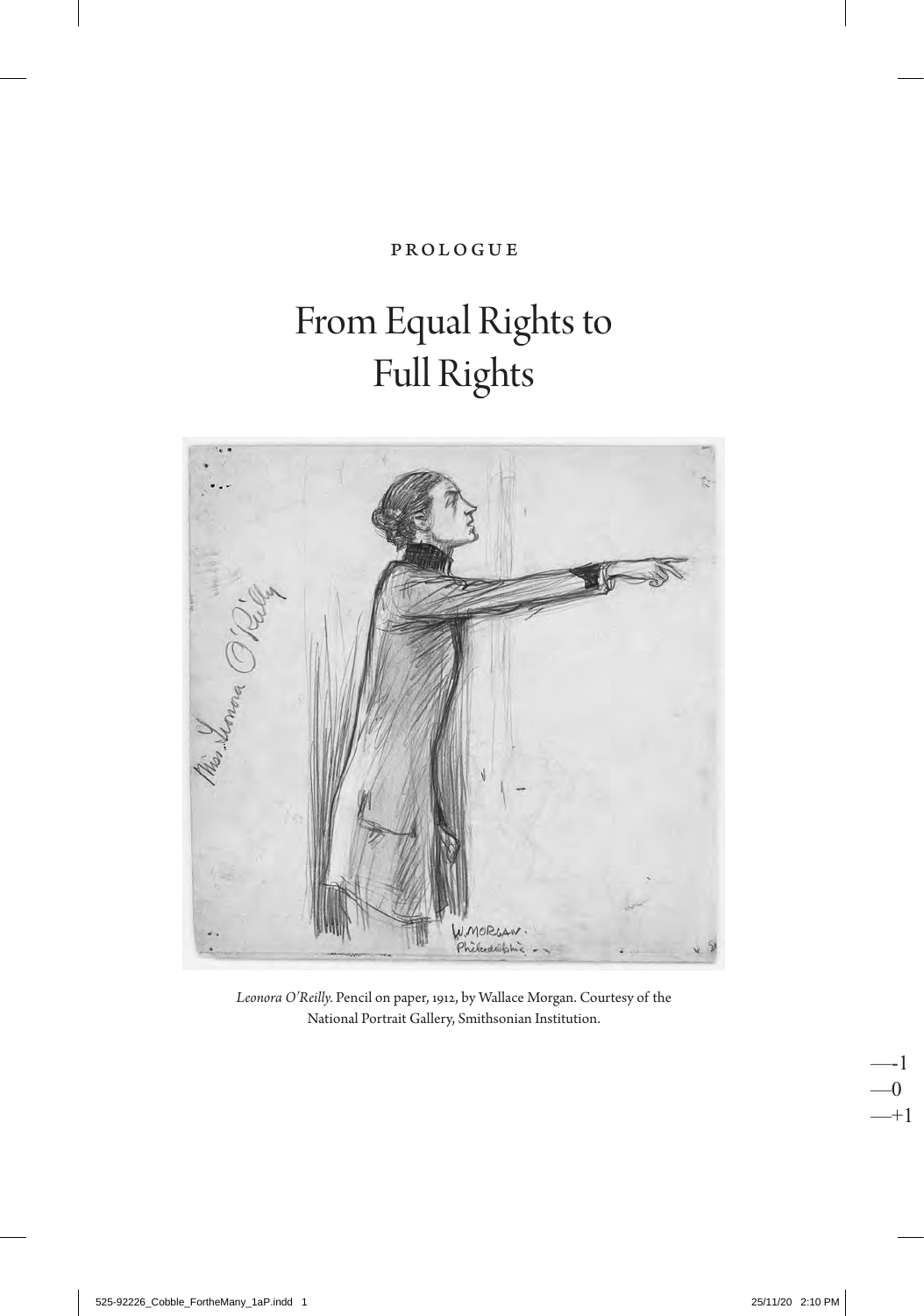PROLOGUE

# From Equal Rights to Full Rights

*Leonora O'Reilly.* Pencil on paper, 1912, by Wallace Morgan. Courtesy of the National Portrait Gallery, Smithsonian Institution.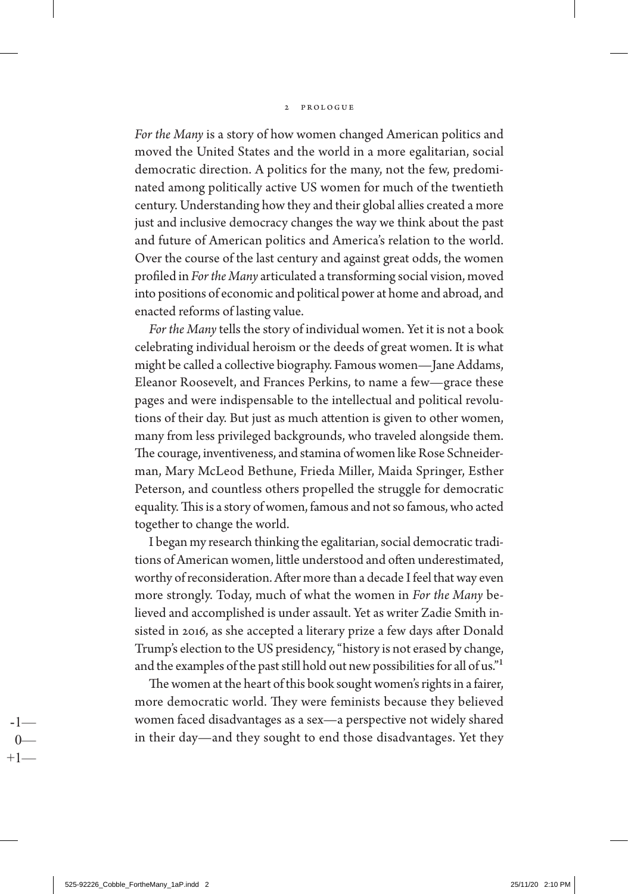*For the Many* is a story of how women changed American politics and moved the United States and the world in a more egalitarian, social democratic direction. A politics for the many, not the few, predominated among politically active US women for much of the twentieth century. Understanding how they and their global allies created a more just and inclusive democracy changes the way we think about the past and future of American politics and America's relation to the world. Over the course of the last century and against great odds, the women profiled in *For the Many* articulated a transforming social vision, moved into positions of economic and political power at home and abroad, and enacted reforms of lasting value.

*For the Many* tells the story of individual women. Yet it is not a book celebrating individual heroism or the deeds of great women. It is what might be called a collective biography. Famous women—Jane Addams, Eleanor Roosevelt, and Frances Perkins, to name a few—grace these pages and were indispensable to the intellectual and political revolutions of their day. But just as much attention is given to other women, many from less privileged backgrounds, who traveled alongside them. The courage, inventiveness, and stamina of women like Rose Schneiderman, Mary McLeod Bethune, Frieda Miller, Maida Springer, Esther Peterson, and countless others propelled the struggle for democratic equality. This is a story of women, famous and not so famous, who acted together to change the world.

I began my research thinking the egalitarian, social democratic traditions of American women, little understood and often underestimated, worthy of reconsideration. After more than a decade I feel that way even more strongly. Today, much of what the women in *For the Many* believed and accomplished is under assault. Yet as writer Zadie Smith insisted in 2016, as she accepted a literary prize a few days after Donald Trump's election to the US presidency, "history is not erased by change, and the examples of the past still hold out new possibilities for all of us."[1]

The women at the heart of this book sought women's rights in a fairer, more democratic world. They were feminists because they believed women faced disadvantages as a sex—a perspective not widely shared in their day—and they sought to end those disadvantages. Yet they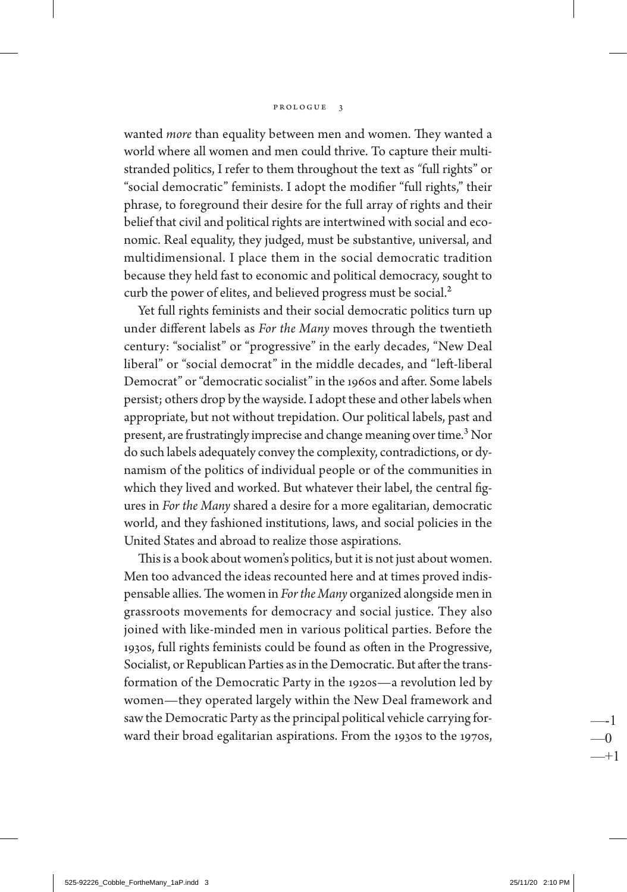wanted *more* than equality between men and women. They wanted a world where all women and men could thrive. To capture their multi-stranded politics, I refer to them throughout the text as "full rights" or "social democratic" feminists. I adopt the modifier "full rights," their phrase, to foreground their desire for the full array of rights and their belief that civil and political rights are intertwined with social and economic. Real equality, they judged, must be substantive, universal, and multidimensional. I place them in the social democratic tradition because they held fast to economic and political democracy, sought to curb the power of elites, and believed progress must be social.[2]

Yet full rights feminists and their social democratic politics turn up under different labels as *For the Many* moves through the twentieth century: "socialist" or "progressive" in the early decades, "New Deal liberal" or "social democrat" in the middle decades, and "left-liberal Democrat" or "democratic socialist" in the 1960s and after. Some labels persist; others drop by the wayside. I adopt these and other labels when appropriate, but not without trepidation. Our political labels, past and present, are frustratingly imprecise and change meaning over time.[3] Nor do such labels adequately convey the complexity, contradictions, or dynamism of the politics of individual people or of the communities in which they lived and worked. But whatever their label, the central figures in *For the Many* shared a desire for a more egalitarian, democratic world, and they fashioned institutions, laws, and social policies in the United States and abroad to realize those aspirations.

This is a book about women's politics, but it is not just about women. Men too advanced the ideas recounted here and at times proved indispensable allies. The women in *For the Many* organized alongside men in grassroots movements for democracy and social justice. They also joined with like-minded men in various political parties. Before the 1930s, full rights feminists could be found as often in the Progressive, Socialist, or Republican Parties as in the Democratic. But after the transformation of the Democratic Party in the 1920s—a revolution led by women—they operated largely within the New Deal framework and saw the Democratic Party as the principal political vehicle carrying forward their broad egalitarian aspirations. From the 1930s to the 1970s,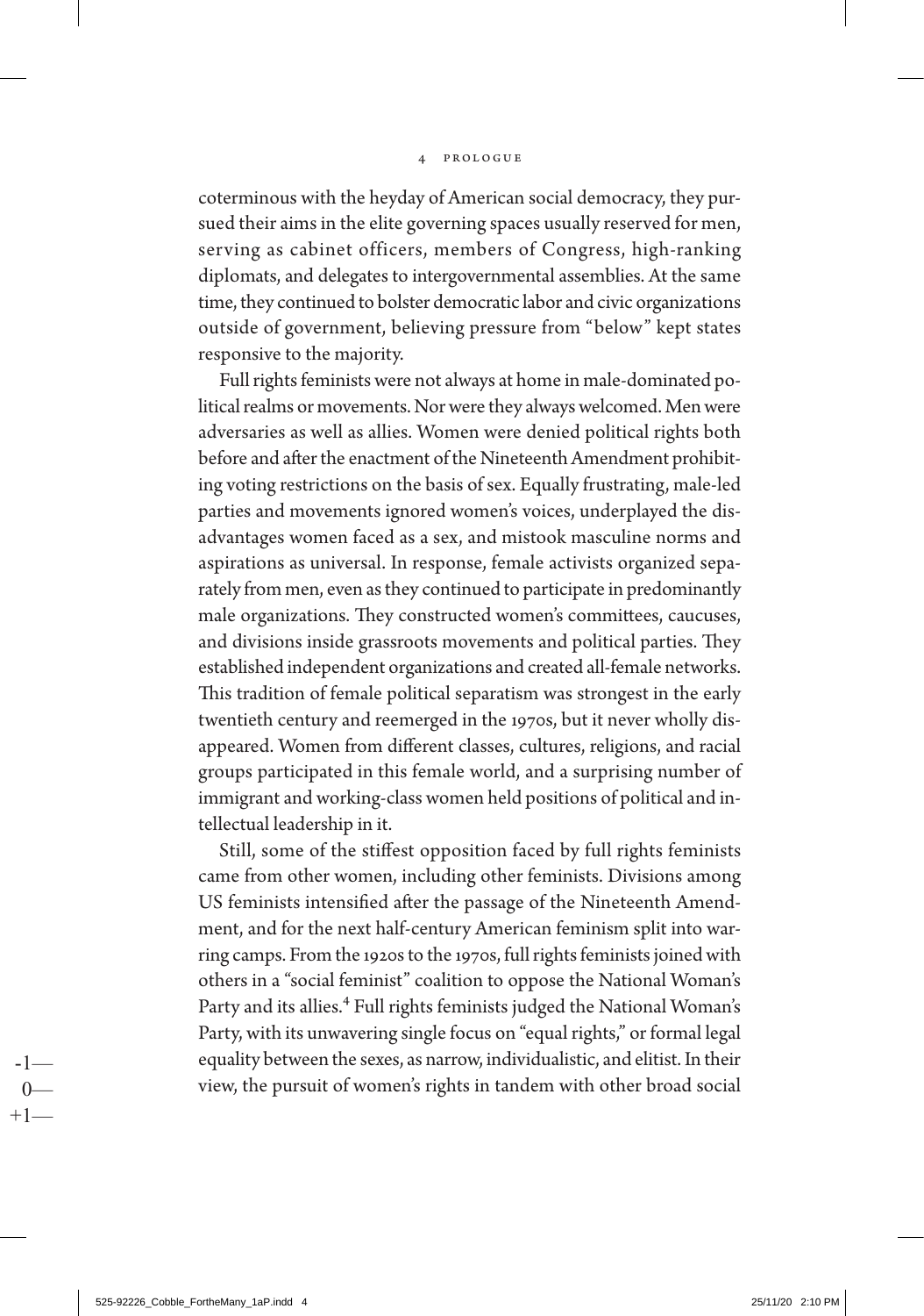coterminous with the heyday of American social democracy, they pursued their aims in the elite governing spaces usually reserved for men, serving as cabinet officers, members of Congress, high-ranking diplomats, and delegates to intergovernmental assemblies. At the same time, they continued to bolster democratic labor and civic organizations outside of government, believing pressure from "below" kept states responsive to the majority.

Full rights feminists were not always at home in male-dominated political realms or movements. Nor were they always welcomed. Men were adversaries as well as allies. Women were denied political rights both before and after the enactment of the Nineteenth Amendment prohibiting voting restrictions on the basis of sex. Equally frustrating, male-led parties and movements ignored women's voices, underplayed the disadvantages women faced as a sex, and mistook masculine norms and aspirations as universal. In response, female activists organized separately from men, even as they continued to participate in predominantly male organizations. They constructed women's committees, caucuses, and divisions inside grassroots movements and political parties. They established independent organizations and created all-female networks. This tradition of female political separatism was strongest in the early twentieth century and reemerged in the 1970s, but it never wholly disappeared. Women from different classes, cultures, religions, and racial groups participated in this female world, and a surprising number of immigrant and working-class women held positions of political and intellectual leadership in it.

Still, some of the stiffest opposition faced by full rights feminists came from other women, including other feminists. Divisions among US feminists intensified after the passage of the Nineteenth Amendment, and for the next half-century American feminism split into warring camps. From the 1920s to the 1970s, full rights feminists joined with others in a "social feminist" coalition to oppose the National Woman's Party and its allies.[4] Full rights feminists judged the National Woman's Party, with its unwavering single focus on "equal rights," or formal legal equality between the sexes, as narrow, individualistic, and elitist. In their view, the pursuit of women's rights in tandem with other broad social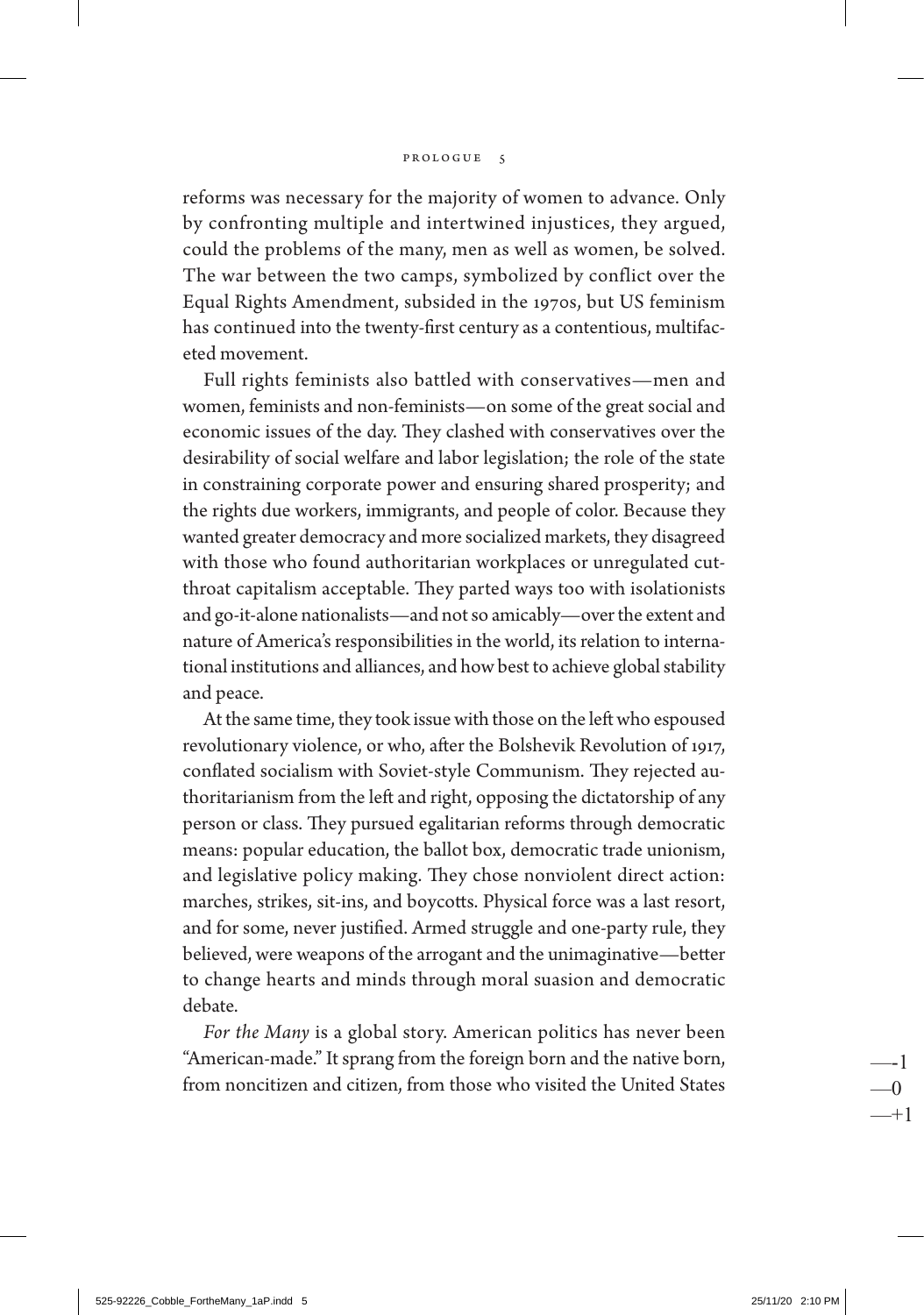reforms was necessary for the majority of women to advance. Only by confronting multiple and intertwined injustices, they argued, could the problems of the many, men as well as women, be solved. The war between the two camps, symbolized by conflict over the Equal Rights Amendment, subsided in the 1970s, but US feminism has continued into the twenty-first century as a contentious, multifaceted movement.

Full rights feminists also battled with conservatives—men and women, feminists and non-feminists—on some of the great social and economic issues of the day. They clashed with conservatives over the desirability of social welfare and labor legislation; the role of the state in constraining corporate power and ensuring shared prosperity; and the rights due workers, immigrants, and people of color. Because they wanted greater democracy and more socialized markets, they disagreed with those who found authoritarian workplaces or unregulated cutthroat capitalism acceptable. They parted ways too with isolationists and go-it-alone nationalists—and not so amicably—over the extent and nature of America's responsibilities in the world, its relation to international institutions and alliances, and how best to achieve global stability and peace.

At the same time, they took issue with those on the left who espoused revolutionary violence, or who, after the Bolshevik Revolution of 1917, conflated socialism with Soviet-style Communism. They rejected authoritarianism from the left and right, opposing the dictatorship of any person or class. They pursued egalitarian reforms through democratic means: popular education, the ballot box, democratic trade unionism, and legislative policy making. They chose nonviolent direct action: marches, strikes, sit-ins, and boycotts. Physical force was a last resort, and for some, never justified. Armed struggle and one-party rule, they believed, were weapons of the arrogant and the unimaginative—better to change hearts and minds through moral suasion and democratic debate.

*For the Many* is a global story. American politics has never been "American-made." It sprang from the foreign born and the native born, from noncitizen and citizen, from those who visited the United States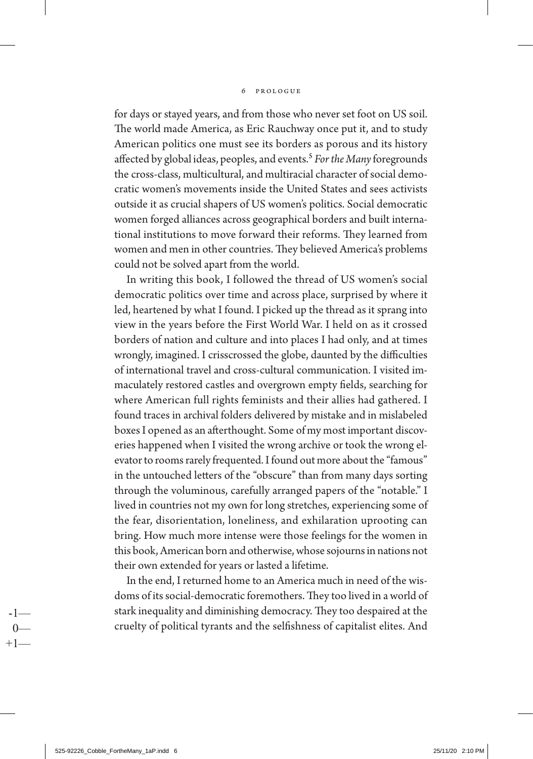for days or stayed years, and from those who never set foot on US soil. The world made America, as Eric Rauchway once put it, and to study American politics one must see its borders as porous and its history affected by global ideas, peoples, and events.[5] *For the Many* foregrounds the cross-class, multicultural, and multiracial character of social democratic women's movements inside the United States and sees activists outside it as crucial shapers of US women's politics. Social democratic women forged alliances across geographical borders and built international institutions to move forward their reforms. They learned from women and men in other countries. They believed America's problems could not be solved apart from the world.

In writing this book, I followed the thread of US women's social democratic politics over time and across place, surprised by where it led, heartened by what I found. I picked up the thread as it sprang into view in the years before the First World War. I held on as it crossed borders of nation and culture and into places I had only, and at times wrongly, imagined. I crisscrossed the globe, daunted by the difficulties of international travel and cross-cultural communication. I visited immaculately restored castles and overgrown empty fields, searching for where American full rights feminists and their allies had gathered. I found traces in archival folders delivered by mistake and in mislabeled boxes I opened as an afterthought. Some of my most important discoveries happened when I visited the wrong archive or took the wrong elevator to rooms rarely frequented. I found out more about the "famous" in the untouched letters of the "obscure" than from many days sorting through the voluminous, carefully arranged papers of the "notable." I lived in countries not my own for long stretches, experiencing some of the fear, disorientation, loneliness, and exhilaration uprooting can bring. How much more intense were those feelings for the women in this book, American born and otherwise, whose sojourns in nations not their own extended for years or lasted a lifetime.

In the end, I returned home to an America much in need of the wisdoms of its social-democratic foremothers. They too lived in a world of stark inequality and diminishing democracy. They too despaired at the cruelty of political tyrants and the selfishness of capitalist elites. And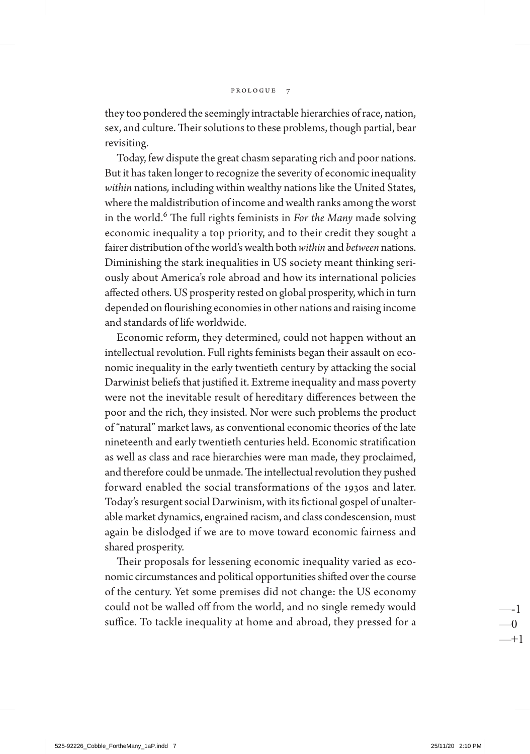they too pondered the seemingly intractable hierarchies of race, nation, sex, and culture. Their solutions to these problems, though partial, bear revisiting.

Today, few dispute the great chasm separating rich and poor nations. But it has taken longer to recognize the severity of economic inequality *within* nations, including within wealthy nations like the United States, where the maldistribution of income and wealth ranks among the worst in the world.[6] The full rights feminists in *For the Many* made solving economic inequality a top priority, and to their credit they sought a fairer distribution of the world's wealth both *within* and *between* nations. Diminishing the stark inequalities in US society meant thinking seriously about America's role abroad and how its international policies affected others. US prosperity rested on global prosperity, which in turn depended on flourishing economies in other nations and raising income and standards of life worldwide.

Economic reform, they determined, could not happen without an intellectual revolution. Full rights feminists began their assault on economic inequality in the early twentieth century by attacking the social Darwinist beliefs that justified it. Extreme inequality and mass poverty were not the inevitable result of hereditary differences between the poor and the rich, they insisted. Nor were such problems the product of "natural" market laws, as conventional economic theories of the late nineteenth and early twentieth centuries held. Economic stratification as well as class and race hierarchies were man made, they proclaimed, and therefore could be unmade. The intellectual revolution they pushed forward enabled the social transformations of the 1930s and later. Today's resurgent social Darwinism, with its fictional gospel of unalterable market dynamics, engrained racism, and class condescension, must again be dislodged if we are to move toward economic fairness and shared prosperity.

Their proposals for lessening economic inequality varied as economic circumstances and political opportunities shifted over the course of the century. Yet some premises did not change: the US economy could not be walled off from the world, and no single remedy would suffice. To tackle inequality at home and abroad, they pressed for a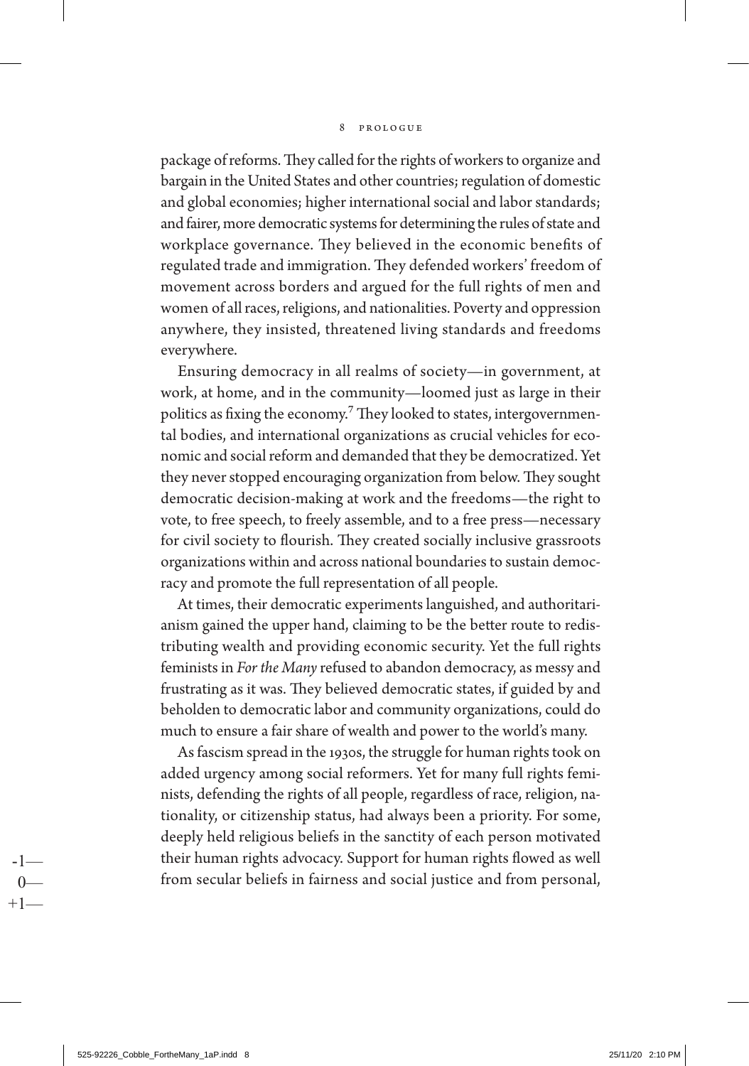package of reforms. They called for the rights of workers to organize and bargain in the United States and other countries; regulation of domestic and global economies; higher international social and labor standards; and fairer, more democratic systems for determining the rules of state and workplace governance. They believed in the economic benefits of regulated trade and immigration. They defended workers' freedom of movement across borders and argued for the full rights of men and women of all races, religions, and nationalities. Poverty and oppression anywhere, they insisted, threatened living standards and freedoms everywhere.

Ensuring democracy in all realms of society—in government, at work, at home, and in the community—loomed just as large in their politics as fixing the economy.[7] They looked to states, intergovernmental bodies, and international organizations as crucial vehicles for economic and social reform and demanded that they be democratized. Yet they never stopped encouraging organization from below. They sought democratic decision-making at work and the freedoms—the right to vote, to free speech, to freely assemble, and to a free press—necessary for civil society to flourish. They created socially inclusive grassroots organizations within and across national boundaries to sustain democracy and promote the full representation of all people.

At times, their democratic experiments languished, and authoritarianism gained the upper hand, claiming to be the better route to redistributing wealth and providing economic security. Yet the full rights feminists in *For the Many* refused to abandon democracy, as messy and frustrating as it was. They believed democratic states, if guided by and beholden to democratic labor and community organizations, could do much to ensure a fair share of wealth and power to the world's many.

As fascism spread in the 1930s, the struggle for human rights took on added urgency among social reformers. Yet for many full rights feminists, defending the rights of all people, regardless of race, religion, nationality, or citizenship status, had always been a priority. For some, deeply held religious beliefs in the sanctity of each person motivated their human rights advocacy. Support for human rights flowed as well from secular beliefs in fairness and social justice and from personal,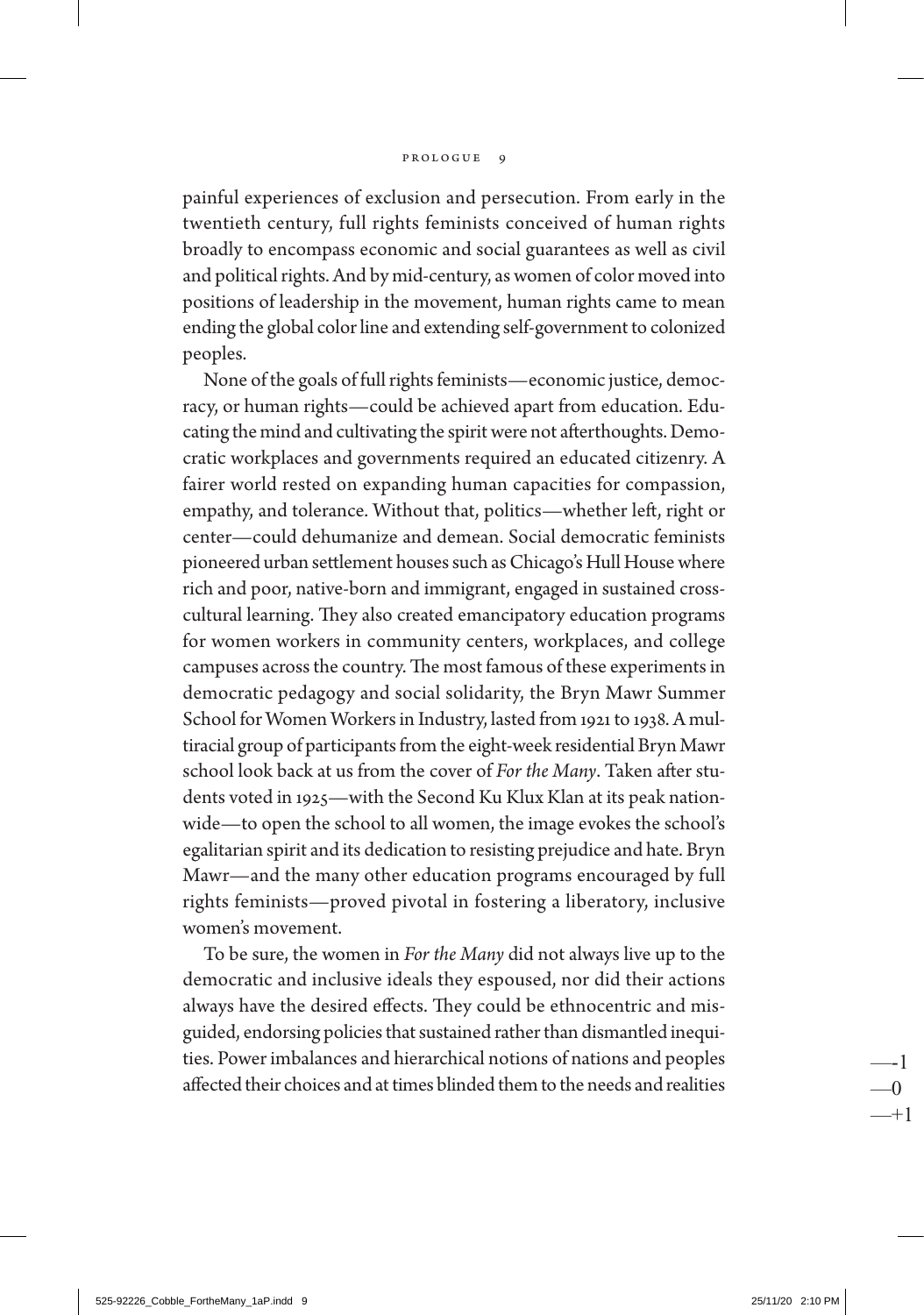painful experiences of exclusion and persecution. From early in the twentieth century, full rights feminists conceived of human rights broadly to encompass economic and social guarantees as well as civil and political rights. And by mid-century, as women of color moved into positions of leadership in the movement, human rights came to mean ending the global color line and extending self-government to colonized peoples.

None of the goals of full rights feminists—economic justice, democracy, or human rights—could be achieved apart from education. Educating the mind and cultivating the spirit were not afterthoughts. Democratic workplaces and governments required an educated citizenry. A fairer world rested on expanding human capacities for compassion, empathy, and tolerance. Without that, politics—whether left, right or center—could dehumanize and demean. Social democratic feminists pioneered urban settlement houses such as Chicago's Hull House where rich and poor, native-born and immigrant, engaged in sustained cross-cultural learning. They also created emancipatory education programs for women workers in community centers, workplaces, and college campuses across the country. The most famous of these experiments in democratic pedagogy and social solidarity, the Bryn Mawr Summer School for Women Workers in Industry, lasted from 1921 to 1938. A multiracial group of participants from the eight-week residential Bryn Mawr school look back at us from the cover of *For the Many*. Taken after students voted in 1925—with the Second Ku Klux Klan at its peak nationwide—to open the school to all women, the image evokes the school's egalitarian spirit and its dedication to resisting prejudice and hate. Bryn Mawr—and the many other education programs encouraged by full rights feminists—proved pivotal in fostering a liberatory, inclusive women's movement.

To be sure, the women in *For the Many* did not always live up to the democratic and inclusive ideals they espoused, nor did their actions always have the desired effects. They could be ethnocentric and misguided, endorsing policies that sustained rather than dismantled inequities. Power imbalances and hierarchical notions of nations and peoples affected their choices and at times blinded them to the needs and realities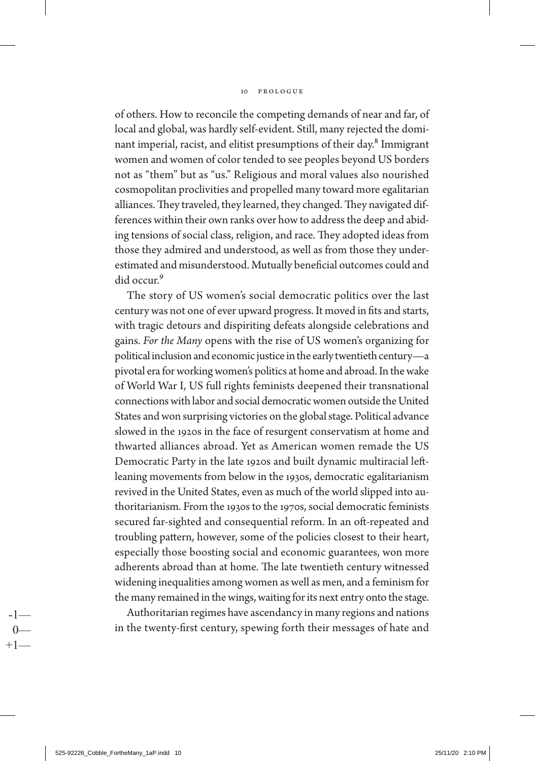of others. How to reconcile the competing demands of near and far, of local and global, was hardly self-evident. Still, many rejected the dominant imperial, racist, and elitist presumptions of their day.[8] Immigrant women and women of color tended to see peoples beyond US borders not as "them" but as "us." Religious and moral values also nourished cosmopolitan proclivities and propelled many toward more egalitarian alliances. They traveled, they learned, they changed. They navigated differences within their own ranks over how to address the deep and abiding tensions of social class, religion, and race. They adopted ideas from those they admired and understood, as well as from those they underestimated and misunderstood. Mutually beneficial outcomes could and did occur.[9]

The story of US women's social democratic politics over the last century was not one of ever upward progress. It moved in fits and starts, with tragic detours and dispiriting defeats alongside celebrations and gains. *For the Many* opens with the rise of US women's organizing for political inclusion and economic justice in the early twentieth century—a pivotal era for working women's politics at home and abroad. In the wake of World War I, US full rights feminists deepened their transnational connections with labor and social democratic women outside the United States and won surprising victories on the global stage. Political advance slowed in the 1920s in the face of resurgent conservatism at home and thwarted alliances abroad. Yet as American women remade the US Democratic Party in the late 1920s and built dynamic multiracial left-leaning movements from below in the 1930s, democratic egalitarianism revived in the United States, even as much of the world slipped into authoritarianism. From the 1930s to the 1970s, social democratic feminists secured far-sighted and consequential reform. In an oft-repeated and troubling pattern, however, some of the policies closest to their heart, especially those boosting social and economic guarantees, won more adherents abroad than at home. The late twentieth century witnessed widening inequalities among women as well as men, and a feminism for the many remained in the wings, waiting for its next entry onto the stage.

Authoritarian regimes have ascendancy in many regions and nations in the twenty-first century, spewing forth their messages of hate and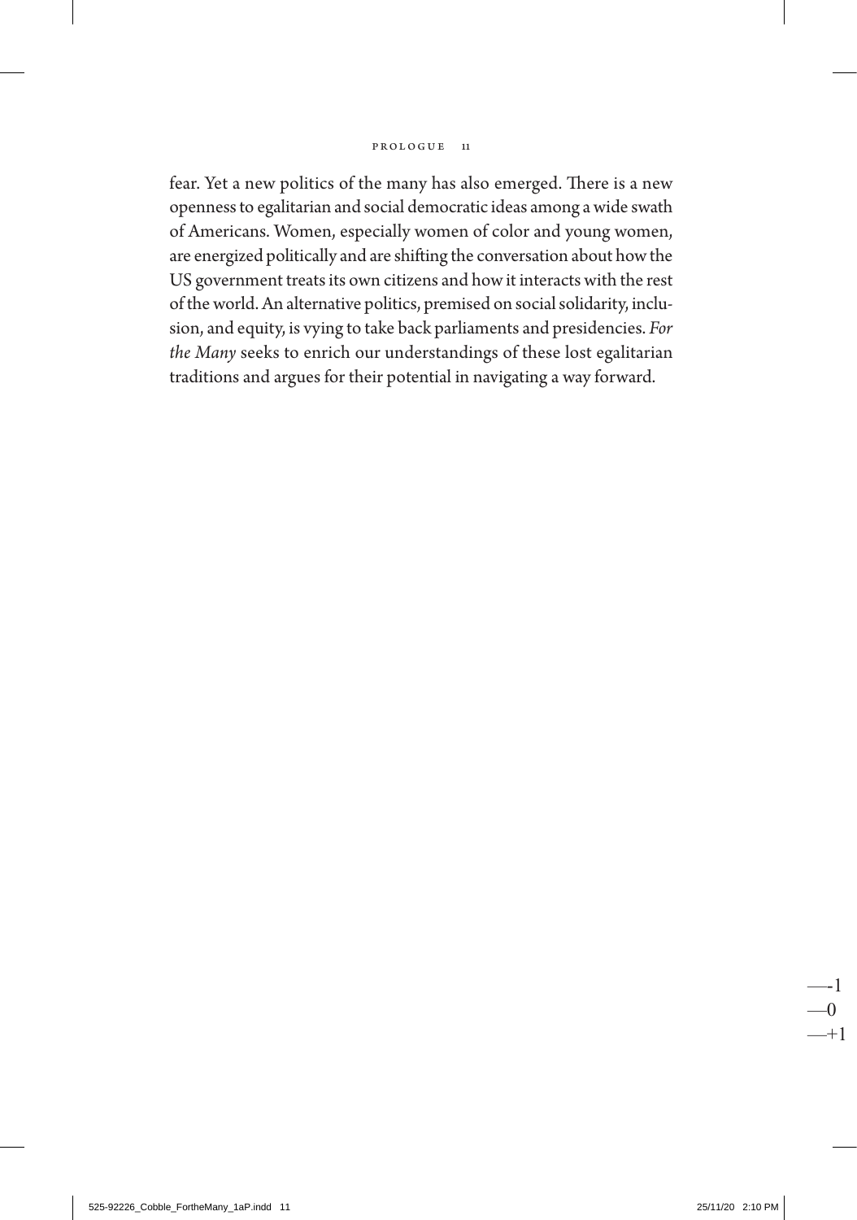fear. Yet a new politics of the many has also emerged. There is a new openness to egalitarian and social democratic ideas among a wide swath of Americans. Women, especially women of color and young women, are energized politically and are shifting the conversation about how the US government treats its own citizens and how it interacts with the rest of the world. An alternative politics, premised on social solidarity, inclusion, and equity, is vying to take back parliaments and presidencies. *For the Many* seeks to enrich our understandings of these lost egalitarian traditions and argues for their potential in navigating a way forward.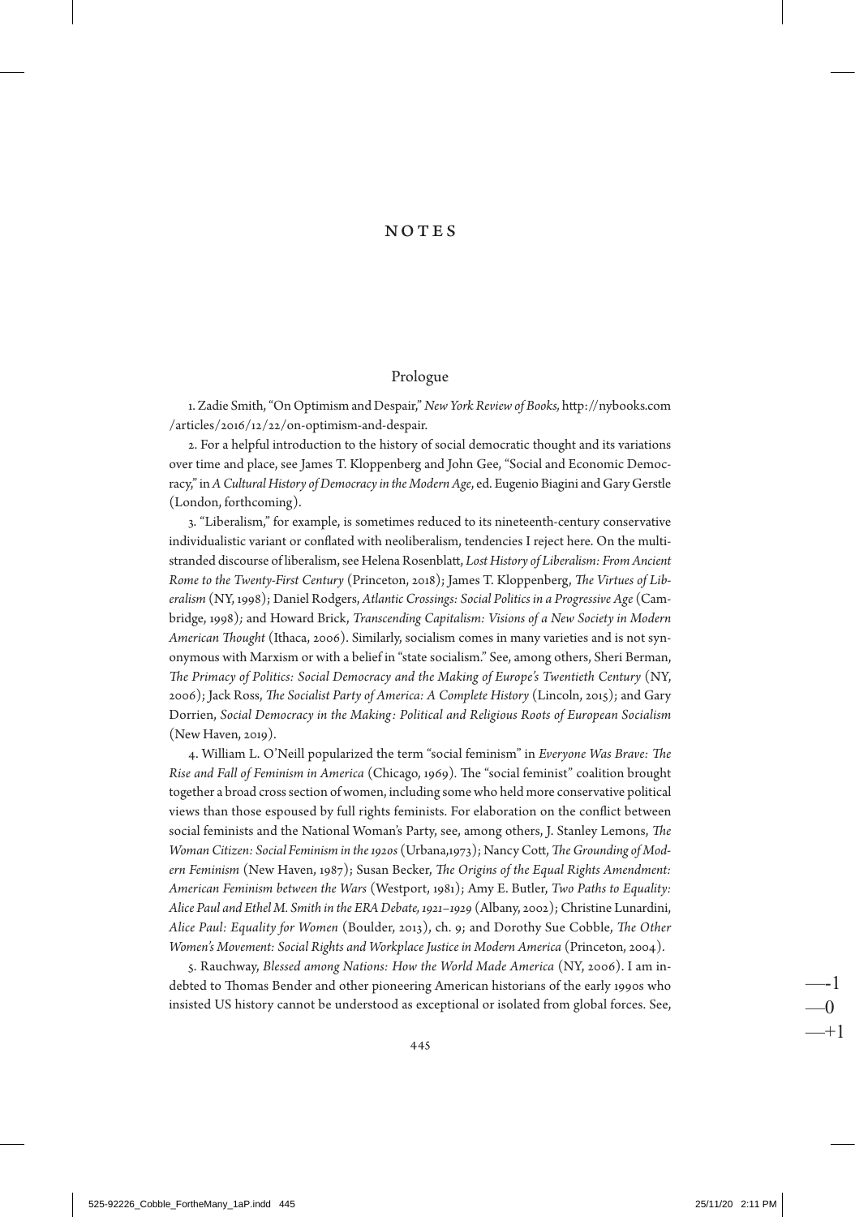# NOTES

## Prologue

1. Zadie Smith, "On Optimism and Despair," *New York Review of Books*, http://nybooks.com/articles/2016/12/22/on-optimism-and-despair.

2. For a helpful introduction to the history of social democratic thought and its variations over time and place, see James T. Kloppenberg and John Gee, "Social and Economic Democracy," in *A Cultural History of Democracy in the Modern Age*, ed. Eugenio Biagini and Gary Gerstle (London, forthcoming).

3. "Liberalism," for example, is sometimes reduced to its nineteenth-century conservative individualistic variant or conflated with neoliberalism, tendencies I reject here. On the multi-stranded discourse of liberalism, see Helena Rosenblatt, *Lost History of Liberalism: From Ancient Rome to the Twenty-First Century* (Princeton, 2018); James T. Kloppenberg, *The Virtues of Liberalism* (NY, 1998); Daniel Rodgers, *Atlantic Crossings: Social Politics in a Progressive Age* (Cambridge, 1998); and Howard Brick, *Transcending Capitalism: Visions of a New Society in Modern American Thought* (Ithaca, 2006). Similarly, socialism comes in many varieties and is not synonymous with Marxism or with a belief in "state socialism." See, among others, Sheri Berman, *The Primacy of Politics: Social Democracy and the Making of Europe's Twentieth Century* (NY, 2006); Jack Ross, *The Socialist Party of America: A Complete History* (Lincoln, 2015); and Gary Dorrien, *Social Democracy in the Making: Political and Religious Roots of European Socialism* (New Haven, 2019).

4. William L. O'Neill popularized the term "social feminism" in *Everyone Was Brave: The Rise and Fall of Feminism in America* (Chicago, 1969). The "social feminist" coalition brought together a broad cross section of women, including some who held more conservative political views than those espoused by full rights feminists. For elaboration on the conflict between social feminists and the National Woman's Party, see, among others, J. Stanley Lemons, *The Woman Citizen: Social Feminism in the 1920s* (Urbana,1973); Nancy Cott, *The Grounding of Modern Feminism* (New Haven, 1987); Susan Becker, *The Origins of the Equal Rights Amendment: American Feminism between the Wars* (Westport, 1981); Amy E. Butler, *Two Paths to Equality: Alice Paul and Ethel M. Smith in the ERA Debate, 1921–1929* (Albany, 2002); Christine Lunardini, *Alice Paul: Equality for Women* (Boulder, 2013), ch. 9; and Dorothy Sue Cobble, *The Other Women's Movement: Social Rights and Workplace Justice in Modern America* (Princeton, 2004).

5. Rauchway, *Blessed among Nations: How the World Made America* (NY, 2006). I am indebted to Thomas Bender and other pioneering American historians of the early 1990s who insisted US history cannot be understood as exceptional or isolated from global forces. See,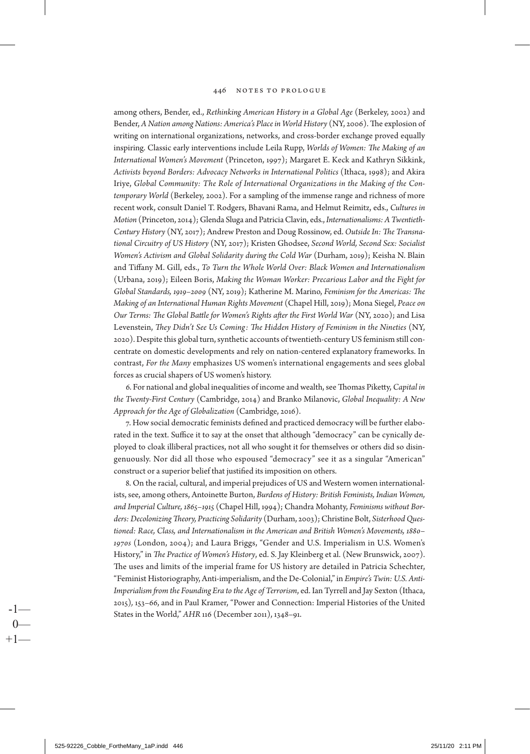among others, Bender, ed., *Rethinking American History in a Global Age* (Berkeley, 2002) and Bender, *A Nation among Nations: America's Place in World History* (NY, 2006). The explosion of writing on international organizations, networks, and cross-border exchange proved equally inspiring. Classic early interventions include Leila Rupp, *Worlds of Women: The Making of an International Women's Movement* (Princeton, 1997); Margaret E. Keck and Kathryn Sikkink, *Activists beyond Borders: Advocacy Networks in International Politics* (Ithaca, 1998); and Akira Iriye, *Global Community: The Role of International Organizations in the Making of the Contemporary World* (Berkeley, 2002). For a sampling of the immense range and richness of more recent work, consult Daniel T. Rodgers, Bhavani Rama, and Helmut Reimitz, eds., *Cultures in Motion* (Princeton, 2014); Glenda Sluga and Patricia Clavin, eds., *Internationalisms: A Twentieth-Century History* (NY, 2017); Andrew Preston and Doug Rossinow, ed. *Outside In: The Transnational Circuitry of US History* (NY, 2017); Kristen Ghodsee, *Second World, Second Sex: Socialist Women's Activism and Global Solidarity during the Cold War* (Durham, 2019); Keisha N. Blain and Tiffany M. Gill, eds., *To Turn the Whole World Over: Black Women and Internationalism* (Urbana, 2019); Eileen Boris, *Making the Woman Worker: Precarious Labor and the Fight for Global Standards, 1919–2009* (NY, 2019); Katherine M. Marino, *Feminism for the Americas: The Making of an International Human Rights Movement* (Chapel Hill, 2019); Mona Siegel, *Peace on Our Terms: The Global Battle for Women's Rights after the First World War* (NY, 2020); and Lisa Levenstein, *They Didn't See Us Coming: The Hidden History of Feminism in the Nineties* (NY, 2020). Despite this global turn, synthetic accounts of twentieth-century US feminism still concentrate on domestic developments and rely on nation-centered explanatory frameworks. In contrast, *For the Many* emphasizes US women's international engagements and sees global forces as crucial shapers of US women's history.

6. For national and global inequalities of income and wealth, see Thomas Piketty, *Capital in the Twenty-First Century* (Cambridge, 2014) and Branko Milanovic, *Global Inequality: A New Approach for the Age of Globalization* (Cambridge, 2016).

7. How social democratic feminists defined and practiced democracy will be further elaborated in the text. Suffice it to say at the onset that although "democracy" can be cynically deployed to cloak illiberal practices, not all who sought it for themselves or others did so disingenuously. Nor did all those who espoused "democracy" see it as a singular "American" construct or a superior belief that justified its imposition on others.

8. On the racial, cultural, and imperial prejudices of US and Western women internationalists, see, among others, Antoinette Burton, *Burdens of History: British Feminists, Indian Women, and Imperial Culture, 1865–1915* (Chapel Hill, 1994); Chandra Mohanty, *Feminisms without Borders: Decolonizing Theory, Practicing Solidarity* (Durham, 2003); Christine Bolt, *Sisterhood Questioned: Race, Class, and Internationalism in the American and British Women's Movements, 1880–1970s* (London, 2004); and Laura Briggs, "Gender and U.S. Imperialism in U.S. Women's History," in *The Practice of Women's History*, ed. S. Jay Kleinberg et al. (New Brunswick, 2007). The uses and limits of the imperial frame for US history are detailed in Patricia Schechter, "Feminist Historiography, Anti-imperialism, and the De-Colonial," in *Empire's Twin: U.S. Anti-Imperialism from the Founding Era to the Age of Terrorism*, ed. Ian Tyrrell and Jay Sexton (Ithaca, 2015), 153–66, and in Paul Kramer, "Power and Connection: Imperial Histories of the United States in the World," *AHR* 116 (December 2011), 1348–91.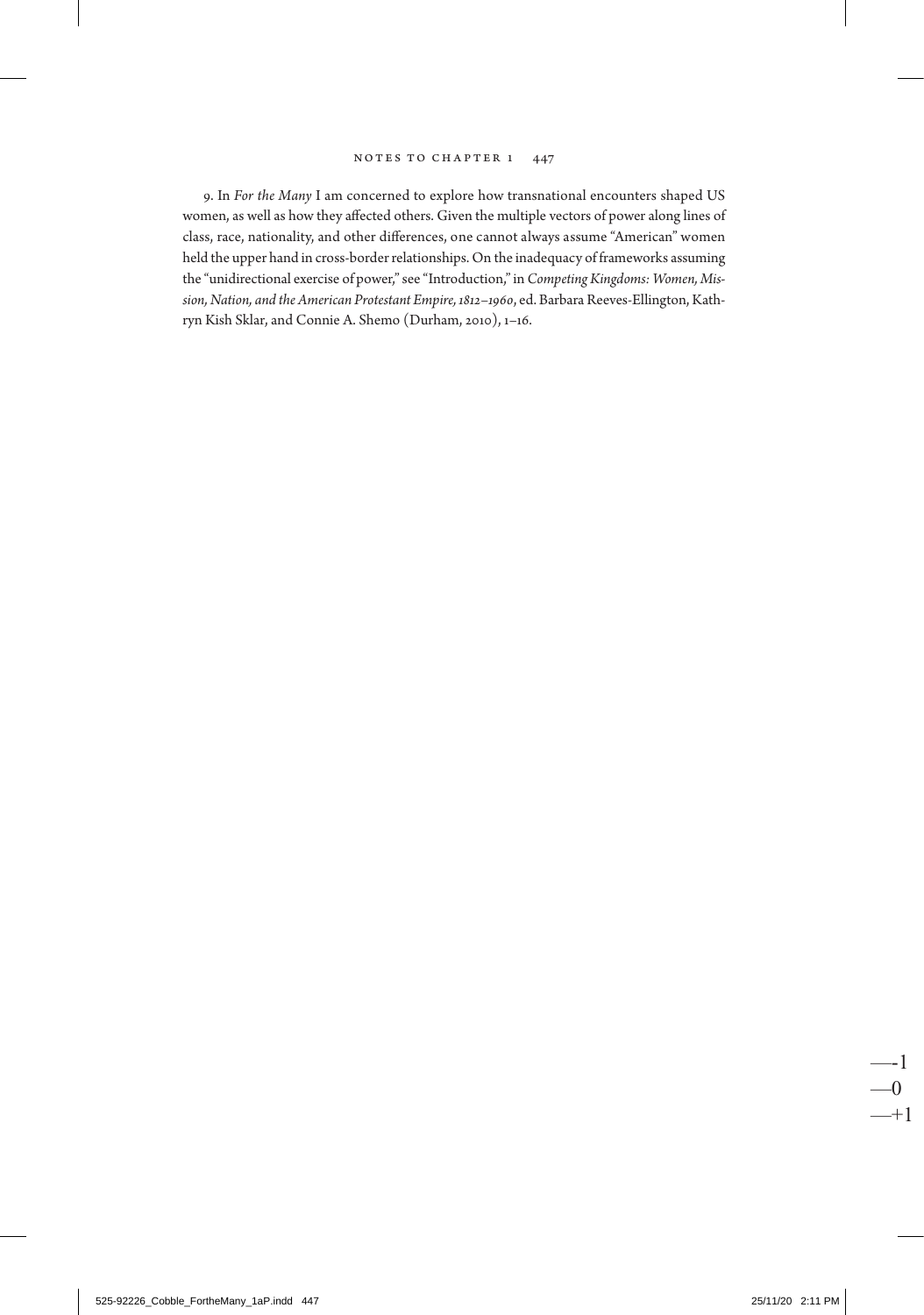9. In *For the Many* I am concerned to explore how transnational encounters shaped US women, as well as how they affected others. Given the multiple vectors of power along lines of class, race, nationality, and other differences, one cannot always assume "American" women held the upper hand in cross-border relationships. On the inadequacy of frameworks assuming the "unidirectional exercise of power," see "Introduction," in *Competing Kingdoms: Women, Mission, Nation, and the American Protestant Empire, 1812–1960*, ed. Barbara Reeves-Ellington, Kathryn Kish Sklar, and Connie A. Shemo (Durham, 2010), 1–16.